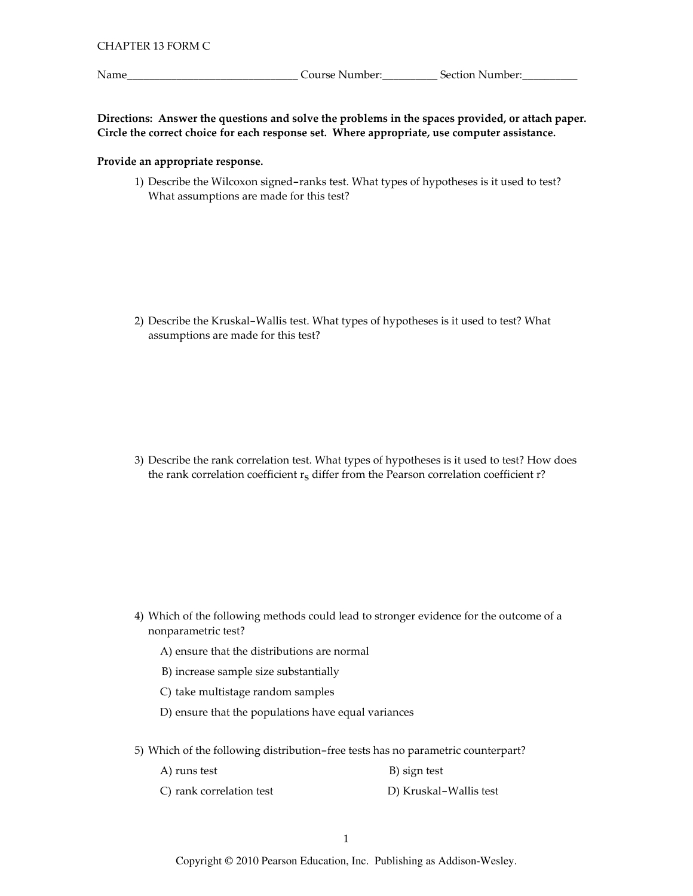CHAPTER 13 FORM C

Name______________________________ Course Number:__________ Section Number:__________

**Directions: Answer the questions and solve the problems in the spaces provided, or attach paper. Circle the correct choice for each response set. Where appropriate, use computer assistance.**

**Provide an appropriate response.**

1) Describe the Wilcoxon signed-ranks test. What types of hypotheses is it used to test? What assumptions are made for this test?

2) Describe the Kruskal-Wallis test. What types of hypotheses is it used to test? What assumptions are made for this test?

3) Describe the rank correlation test. What types of hypotheses is it used to test? How does the rank correlation coefficient $r_s$ differ from the Pearson correlation coefficient r?

4) Which of the following methods could lead to stronger evidence for the outcome of a nonparametric test?

A) ensure that the distributions are normal

B) increase sample size substantially

C) take multistage random samples

D) ensure that the populations have equal variances

5) Which of the following distribution-free tests has no parametric counterpart?

A) runs test

B) sign test

C) rank correlation test

D) Kruskal-Wallis test

Copyright © 2010 Pearson Education, Inc. Publishing as Addison-Wesley.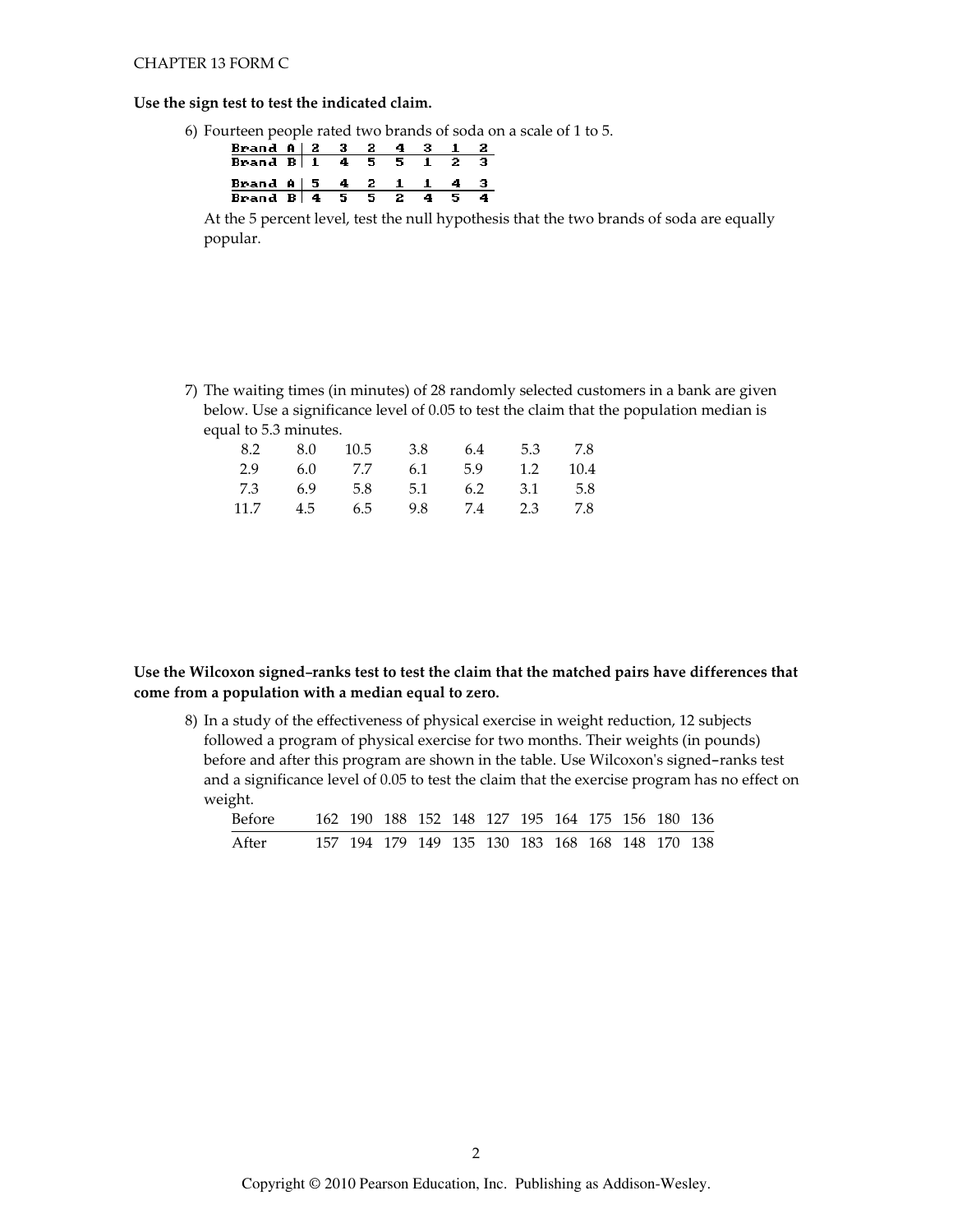**Use the sign test to test the indicated claim.**

6) Fourteen people rated two brands of soda on a scale of 1 to 5.

| Brand A | 2 | 3 | 2 | 4 | 3 | 1 | 2 |
|---|---|---|---|---|---|---|---|
| Brand B | 1 | 4 | 5 | 5 | 1 | 2 | 3 |

| Brand A | 5 | 4 | 2 | 1 | 1 | 4 | 3 |
|---|---|---|---|---|---|---|---|
| Brand B | 4 | 5 | 5 | 2 | 4 | 5 | 4 |

At the 5 percent level, test the null hypothesis that the two brands of soda are equally popular.

7) The waiting times (in minutes) of 28 randomly selected customers in a bank are given below. Use a significance level of 0.05 to test the claim that the population median is equal to 5.3 minutes.

| | | | | | | |
|---|---|---|---|---|---|---|
| 8.2 | 8.0 | 10.5 | 3.8 | 6.4 | 5.3 | 7.8 |
| 2.9 | 6.0 | 7.7 | 6.1 | 5.9 | 1.2 | 10.4 |
| 7.3 | 6.9 | 5.8 | 5.1 | 6.2 | 3.1 | 5.8 |
| 11.7 | 4.5 | 6.5 | 9.8 | 7.4 | 2.3 | 7.8 |

**Use the Wilcoxon signed–ranks test to test the claim that the matched pairs have differences that come from a population with a median equal to zero.**

8) In a study of the effectiveness of physical exercise in weight reduction, 12 subjects followed a program of physical exercise for two months. Their weights (in pounds) before and after this program are shown in the table. Use Wilcoxon's signed–ranks test and a significance level of 0.05 to test the claim that the exercise program has no effect on weight.

| Before | 162 | 190 | 188 | 152 | 148 | 127 | 195 | 164 | 175 | 156 | 180 | 136 |
|---|---|---|---|---|---|---|---|---|---|---|---|---|
| After | 157 | 194 | 179 | 149 | 135 | 130 | 183 | 168 | 168 | 148 | 170 | 138 |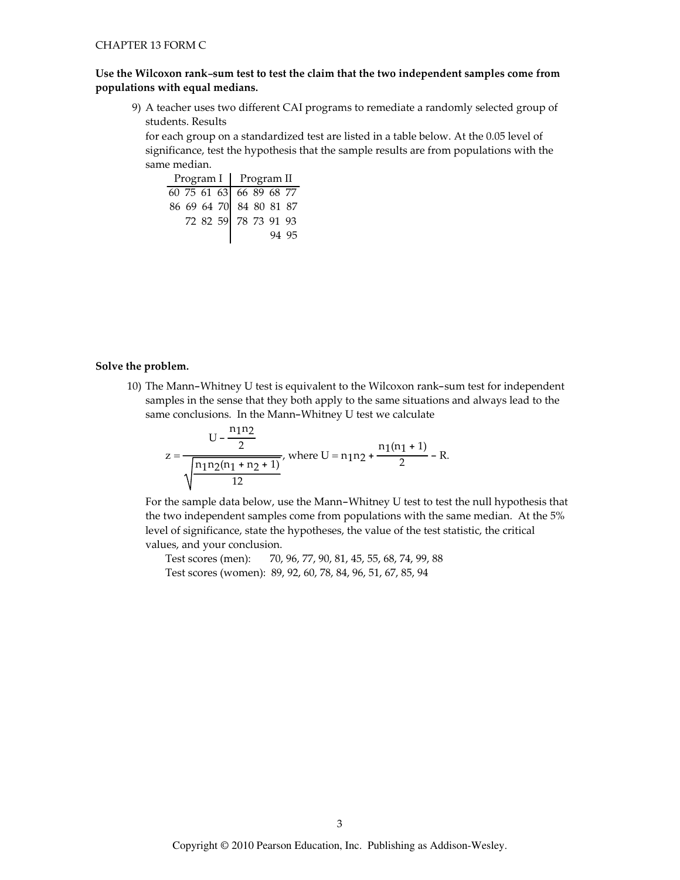**Use the Wilcoxon rank–sum test to test the claim that the two independent samples come from populations with equal medians.**

9) A teacher uses two different CAI programs to remediate a randomly selected group of students. Results
for each group on a standardized test are listed in a table below. At the 0.05 level of significance, test the hypothesis that the sample results are from populations with the same median.

| Program I | Program II |
|---|---|
| 60 75 61 63 | 66 89 68 77 |
| 86 69 64 70 | 84 80 81 87 |
| 72 82 59 | 78 73 91 93 |
| | 94 95 |

**Solve the problem.**

10) The Mann–Whitney U test is equivalent to the Wilcoxon rank–sum test for independent samples in the sense that they both apply to the same situations and always lead to the same conclusions. In the Mann–Whitney U test we calculate

$$z = \frac{U - \frac{n_1 n_2}{2}}{\sqrt{\frac{n_1 n_2 (n_1 + n_2 + 1)}{12}}}, \text{ where } U = n_1 n_2 + \frac{n_1(n_1 + 1)}{2} - R.$$

For the sample data below, use the Mann–Whitney U test to test the null hypothesis that the two independent samples come from populations with the same median. At the 5% level of significance, state the hypotheses, the value of the test statistic, the critical values, and your conclusion.

Test scores (men): 70, 96, 77, 90, 81, 45, 55, 68, 74, 99, 88
Test scores (women): 89, 92, 60, 78, 84, 96, 51, 67, 85, 94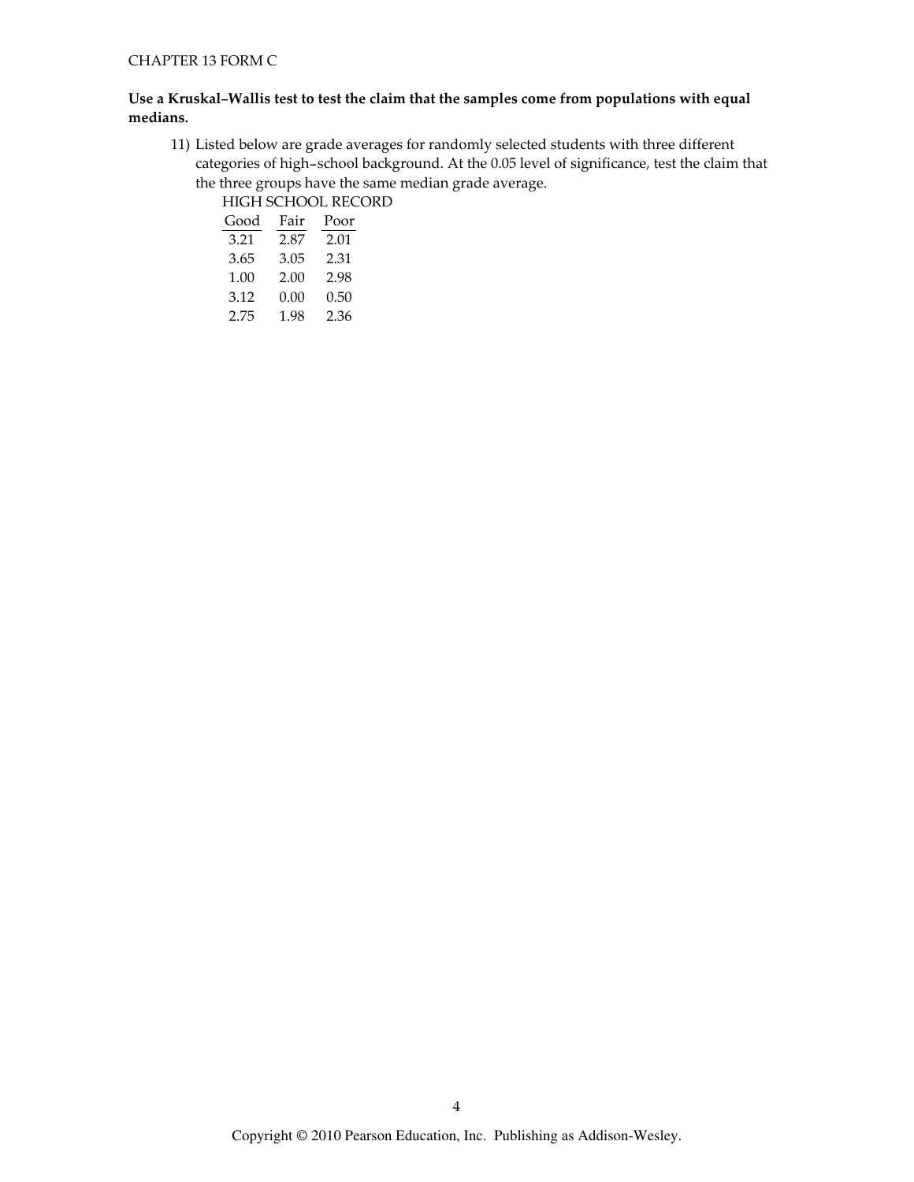**Use a Kruskal–Wallis test to test the claim that the samples come from populations with equal medians.**

11) Listed below are grade averages for randomly selected students with three different categories of high–school background. At the 0.05 level of significance, test the claim that the three groups have the same median grade average.

HIGH SCHOOL RECORD

| Good | Fair | Poor |
|---|---|---|
| 3.21 | 2.87 | 2.01 |
| 3.65 | 3.05 | 2.31 |
| 1.00 | 2.00 | 2.98 |
| 3.12 | 0.00 | 0.50 |
| 2.75 | 1.98 | 2.36 |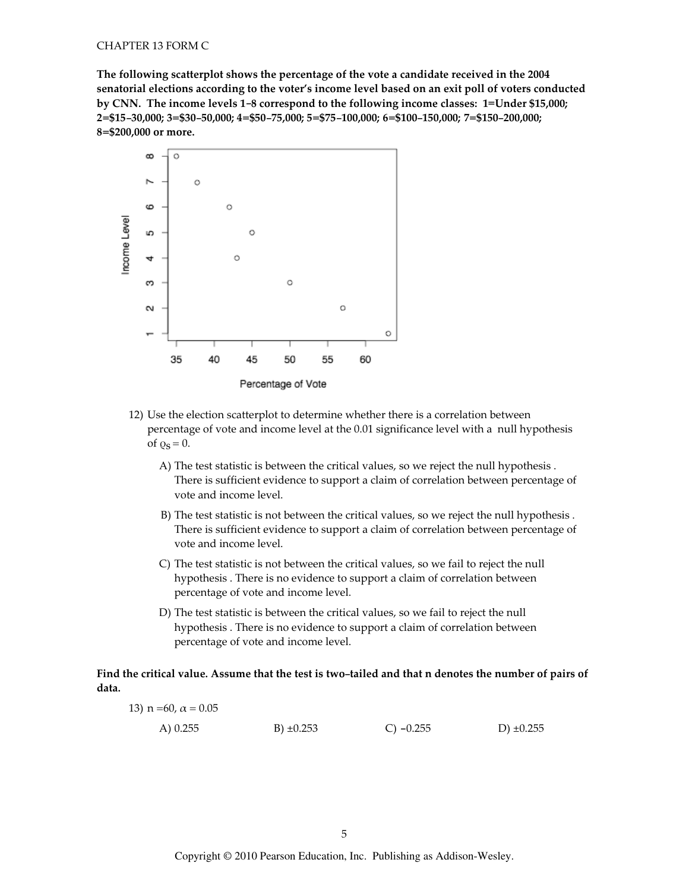**The following scatterplot shows the percentage of the vote a candidate received in the 2004 senatorial elections according to the voter's income level based on an exit poll of voters conducted by CNN. The income levels 1–8 correspond to the following income classes: 1=Under $15,000; 2=$15–30,000; 3=$30–50,000; 4=$50–75,000; 5=$75–100,000; 6=$100–150,000; 7=$150–200,000; 8=$200,000 or more.**

12) Use the election scatterplot to determine whether there is a correlation between percentage of vote and income level at the 0.01 significance level with a null hypothesis of $\rho_s = 0$.

A) The test statistic is between the critical values, so we reject the null hypothesis . There is sufficient evidence to support a claim of correlation between percentage of vote and income level.

B) The test statistic is not between the critical values, so we reject the null hypothesis . There is sufficient evidence to support a claim of correlation between percentage of vote and income level.

C) The test statistic is not between the critical values, so we fail to reject the null hypothesis . There is no evidence to support a claim of correlation between percentage of vote and income level.

D) The test statistic is between the critical values, so we fail to reject the null hypothesis . There is no evidence to support a claim of correlation between percentage of vote and income level.

**Find the critical value. Assume that the test is two–tailed and that n denotes the number of pairs of data.**

13) $n = 60$, $\alpha = 0.05$

A) 0.255 B) ±0.253 C) −0.255 D) ±0.255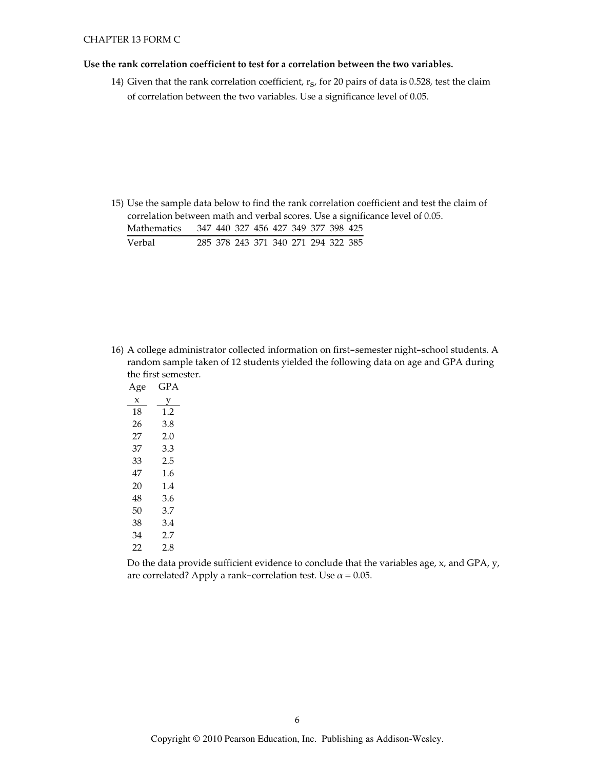**Use the rank correlation coefficient to test for a correlation between the two variables.**

14) Given that the rank correlation coefficient, $r_s$, for 20 pairs of data is 0.528, test the claim of correlation between the two variables. Use a significance level of 0.05.

15) Use the sample data below to find the rank correlation coefficient and test the claim of correlation between math and verbal scores. Use a significance level of 0.05.

| Mathematics | 347 | 440 | 327 | 456 | 427 | 349 | 377 | 398 | 425 |
|---|---|---|---|---|---|---|---|---|---|
| Verbal | 285 | 378 | 243 | 371 | 340 | 271 | 294 | 322 | 385 |

16) A college administrator collected information on first-semester night-school students. A random sample taken of 12 students yielded the following data on age and GPA during the first semester.

| Age<br>x | GPA<br>y |
|---|---|
| 18 | 1.2 |
| 26 | 3.8 |
| 27 | 2.0 |
| 37 | 3.3 |
| 33 | 2.5 |
| 47 | 1.6 |
| 20 | 1.4 |
| 48 | 3.6 |
| 50 | 3.7 |
| 38 | 3.4 |
| 34 | 2.7 |
| 22 | 2.8 |

Do the data provide sufficient evidence to conclude that the variables age, x, and GPA, y, are correlated? Apply a rank-correlation test. Use $\alpha = 0.05$.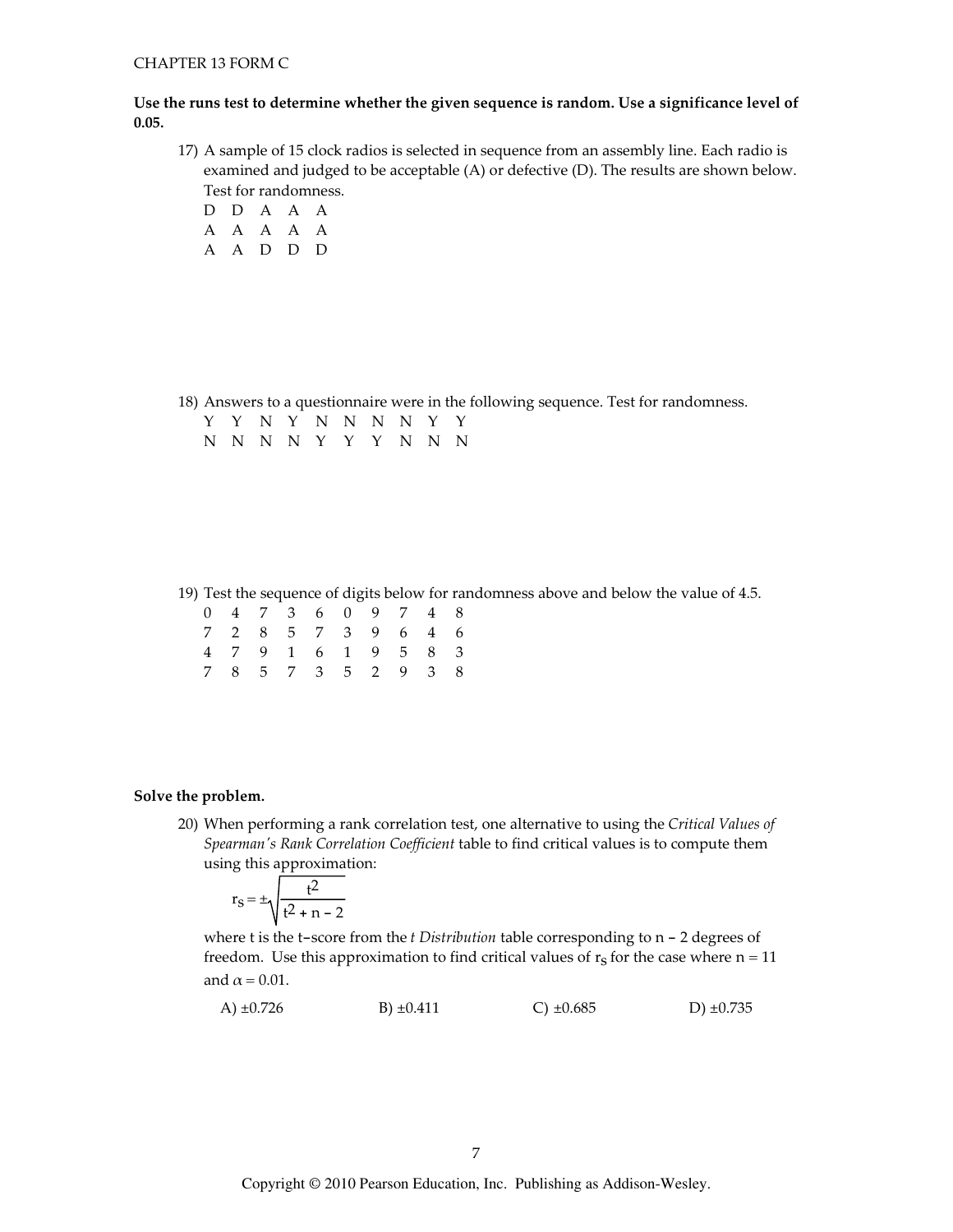**Use the runs test to determine whether the given sequence is random. Use a significance level of 0.05.**

17) A sample of 15 clock radios is selected in sequence from an assembly line. Each radio is examined and judged to be acceptable (A) or defective (D). The results are shown below. Test for randomness.

D D A A A  
A A A A A  
A A D D D

18) Answers to a questionnaire were in the following sequence. Test for randomness.

Y Y N Y N N N N Y Y  
N N N N Y Y Y N N N

19) Test the sequence of digits below for randomness above and below the value of 4.5.

0 4 7 3 6 0 9 7 4 8  
7 2 8 5 7 3 9 6 4 6  
4 7 9 1 6 1 9 5 8 3  
7 8 5 7 3 5 2 9 3 8

**Solve the problem.**

20) When performing a rank correlation test, one alternative to using the *Critical Values of Spearman's Rank Correlation Coefficient* table to find critical values is to compute them using this approximation:

$$r_s = \pm\sqrt{\frac{t^2}{t^2 + n - 2}}$$

where t is the t-score from the *t Distribution* table corresponding to n − 2 degrees of freedom. Use this approximation to find critical values of $r_s$ for the case where n = 11 and $\alpha = 0.01$.

A) ±0.726 B) ±0.411 C) ±0.685 D) ±0.735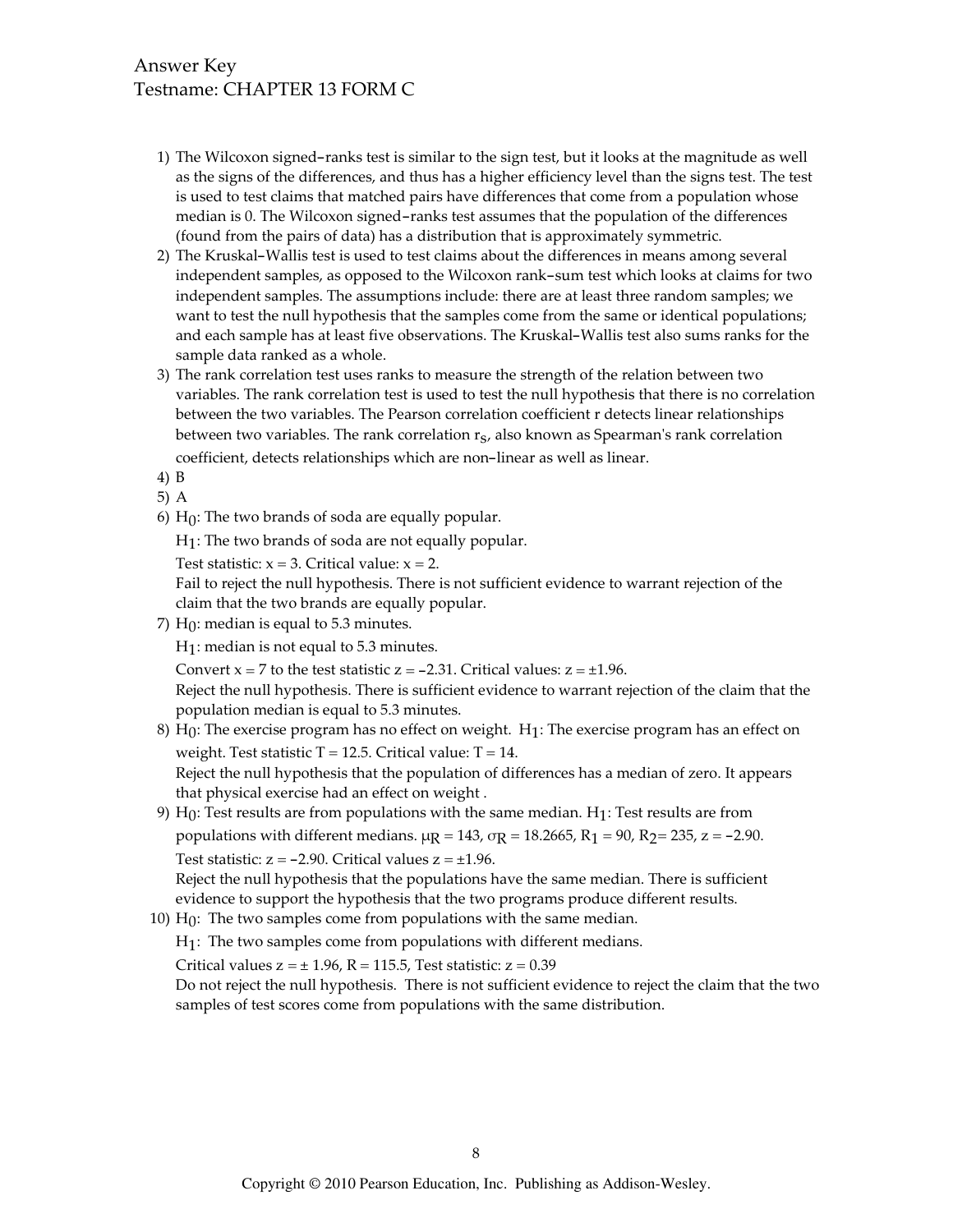Answer Key
Testname: CHAPTER 13 FORM C

1) The Wilcoxon signed–ranks test is similar to the sign test, but it looks at the magnitude as well as the signs of the differences, and thus has a higher efficiency level than the signs test. The test is used to test claims that matched pairs have differences that come from a population whose median is 0. The Wilcoxon signed–ranks test assumes that the population of the differences (found from the pairs of data) has a distribution that is approximately symmetric.
2) The Kruskal–Wallis test is used to test claims about the differences in means among several independent samples, as opposed to the Wilcoxon rank–sum test which looks at claims for two independent samples. The assumptions include: there are at least three random samples; we want to test the null hypothesis that the samples come from the same or identical populations; and each sample has at least five observations. The Kruskal–Wallis test also sums ranks for the sample data ranked as a whole.
3) The rank correlation test uses ranks to measure the strength of the relation between two variables. The rank correlation test is used to test the null hypothesis that there is no correlation between the two variables. The Pearson correlation coefficient r detects linear relationships between two variables. The rank correlation $r_s$, also known as Spearman's rank correlation coefficient, detects relationships which are non–linear as well as linear.
4) B
5) A
6) $H_0$: The two brands of soda are equally popular.

   $H_1$: The two brands of soda are not equally popular.

   Test statistic: $x = 3$. Critical value: $x = 2$.

   Fail to reject the null hypothesis. There is not sufficient evidence to warrant rejection of the claim that the two brands are equally popular.
7) $H_0$: median is equal to 5.3 minutes.

   $H_1$: median is not equal to 5.3 minutes.

   Convert $x = 7$ to the test statistic $z = -2.31$. Critical values: $z = \pm 1.96$.

   Reject the null hypothesis. There is sufficient evidence to warrant rejection of the claim that the population median is equal to 5.3 minutes.
8) $H_0$: The exercise program has no effect on weight. $H_1$: The exercise program has an effect on weight. Test statistic $T = 12.5$. Critical value: $T = 14$.

   Reject the null hypothesis that the population of differences has a median of zero. It appears that physical exercise had an effect on weight .
9) $H_0$: Test results are from populations with the same median. $H_1$: Test results are from populations with different medians. $\mu_R = 143$, $\sigma_R = 18.2665$, $R_1 = 90$, $R_2 = 235$, $z = -2.90$.

   Test statistic: $z = -2.90$. Critical values $z = \pm 1.96$.

   Reject the null hypothesis that the populations have the same median. There is sufficient evidence to support the hypothesis that the two programs produce different results.
10) $H_0$: The two samples come from populations with the same median.

    $H_1$: The two samples come from populations with different medians.

    Critical values $z = \pm 1.96$, $R = 115.5$, Test statistic: $z = 0.39$

    Do not reject the null hypothesis. There is not sufficient evidence to reject the claim that the two samples of test scores come from populations with the same distribution.

Copyright © 2010 Pearson Education, Inc. Publishing as Addison-Wesley.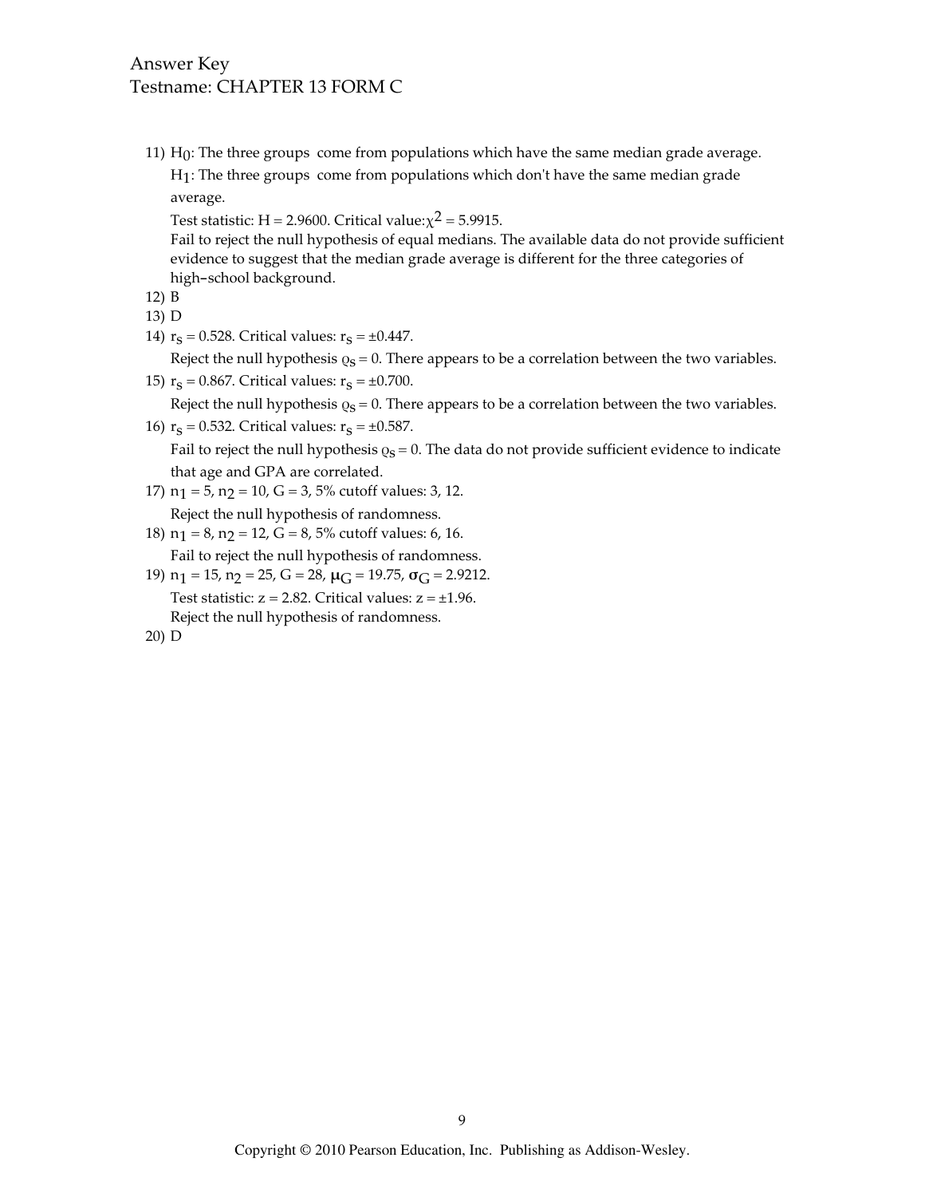Answer Key
Testname: CHAPTER 13 FORM C

11) $H_0$: The three groups come from populations which have the same median grade average.
    $H_1$: The three groups come from populations which don't have the same median grade average.
    Test statistic: H = 2.9600. Critical value: $\chi^2 = 5.9915$.
    Fail to reject the null hypothesis of equal medians. The available data do not provide sufficient evidence to suggest that the median grade average is different for the three categories of high-school background.
12) B
13) D
14) $r_s = 0.528$. Critical values: $r_s = \pm 0.447$.
    Reject the null hypothesis $\rho_s = 0$. There appears to be a correlation between the two variables.
15) $r_s = 0.867$. Critical values: $r_s = \pm 0.700$.
    Reject the null hypothesis $\rho_s = 0$. There appears to be a correlation between the two variables.
16) $r_s = 0.532$. Critical values: $r_s = \pm 0.587$.
    Fail to reject the null hypothesis $\rho_s = 0$. The data do not provide sufficient evidence to indicate that age and GPA are correlated.
17) $n_1 = 5$, $n_2 = 10$, G = 3, 5% cutoff values: 3, 12.
    Reject the null hypothesis of randomness.
18) $n_1 = 8$, $n_2 = 12$, G = 8, 5% cutoff values: 6, 16.
    Fail to reject the null hypothesis of randomness.
19) $n_1 = 15$, $n_2 = 25$, G = 28, $\mu_G = 19.75$, $\sigma_G = 2.9212$.
    Test statistic: z = 2.82. Critical values: z = ±1.96.
    Reject the null hypothesis of randomness.
20) D

Copyright © 2010 Pearson Education, Inc. Publishing as Addison-Wesley.